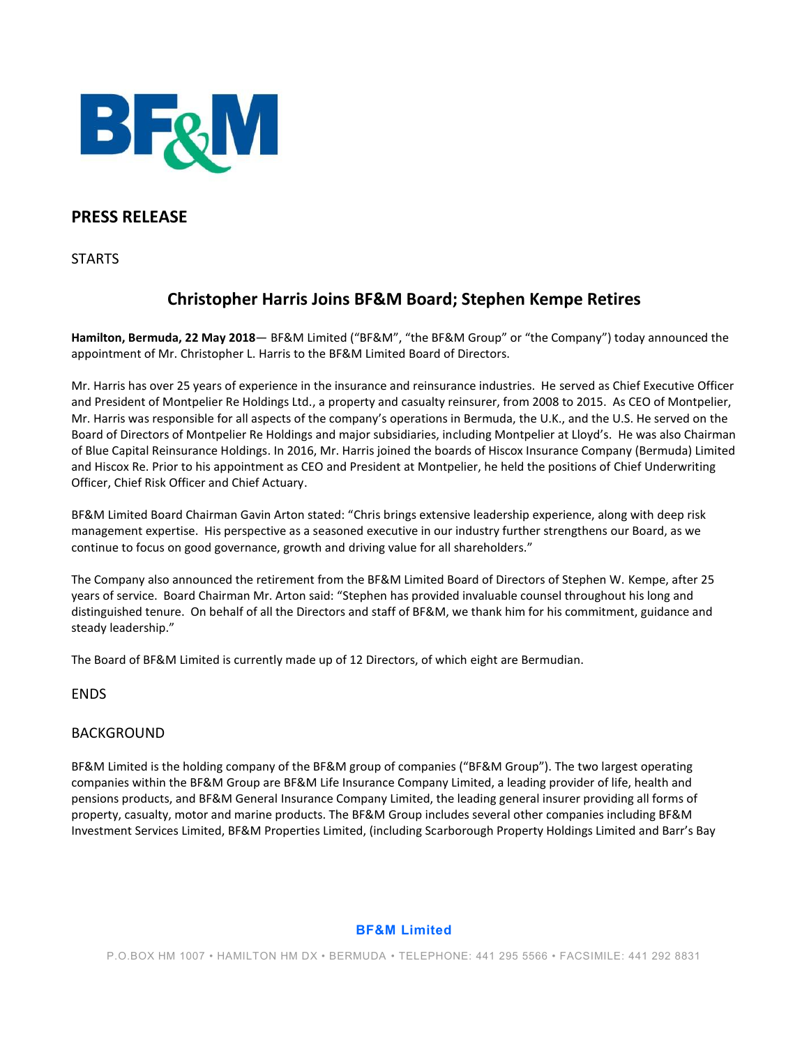# PRESS RELEASE

STARTS

## Christopher Harris Joins BF&M Board; Stephen Kempe Retires

**Hamilton, Bermuda, 22 May 2018**— BF&M Limited ("BF&M", "the BF&M Group" or "the Company") today announced the appointment of Mr. Christopher L. Harris to the BF&M Limited Board of Directors.

Mr. Harris has over 25 years of experience in the insurance and reinsurance industries. He served as Chief Executive Officer and President of Montpelier Re Holdings Ltd., a property and casualty reinsurer, from 2008 to 2015. As CEO of Montpelier, Mr. Harris was responsible for all aspects of the company's operations in Bermuda, the U.K., and the U.S. He served on the Board of Directors of Montpelier Re Holdings and major subsidiaries, including Montpelier at Lloyd's. He was also Chairman of Blue Capital Reinsurance Holdings. In 2016, Mr. Harris joined the boards of Hiscox Insurance Company (Bermuda) Limited and Hiscox Re. Prior to his appointment as CEO and President at Montpelier, he held the positions of Chief Underwriting Officer, Chief Risk Officer and Chief Actuary.

BF&M Limited Board Chairman Gavin Arton stated: "Chris brings extensive leadership experience, along with deep risk management expertise. His perspective as a seasoned executive in our industry further strengthens our Board, as we continue to focus on good governance, growth and driving value for all shareholders."

The Company also announced the retirement from the BF&M Limited Board of Directors of Stephen W. Kempe, after 25 years of service. Board Chairman Mr. Arton said: "Stephen has provided invaluable counsel throughout his long and distinguished tenure. On behalf of all the Directors and staff of BF&M, we thank him for his commitment, guidance and steady leadership."

The Board of BF&M Limited is currently made up of 12 Directors, of which eight are Bermudian.

ENDS

BACKGROUND

BF&M Limited is the holding company of the BF&M group of companies ("BF&M Group"). The two largest operating companies within the BF&M Group are BF&M Life Insurance Company Limited, a leading provider of life, health and pensions products, and BF&M General Insurance Company Limited, the leading general insurer providing all forms of property, casualty, motor and marine products. The BF&M Group includes several other companies including BF&M Investment Services Limited, BF&M Properties Limited, (including Scarborough Property Holdings Limited and Barr's Bay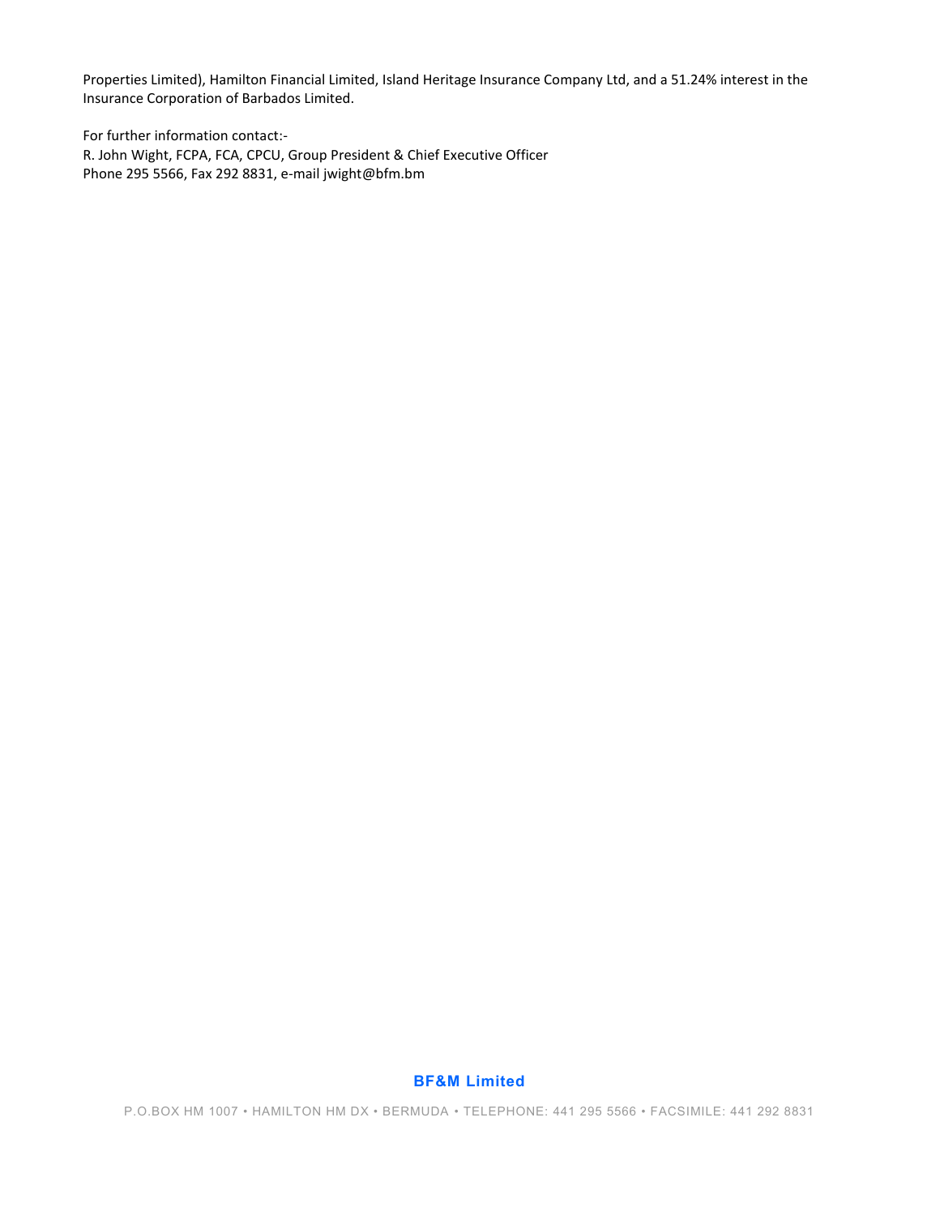Properties Limited), Hamilton Financial Limited, Island Heritage Insurance Company Ltd, and a 51.24% interest in the Insurance Corporation of Barbados Limited.

For further information contact:-
R. John Wight, FCPA, FCA, CPCU, Group President & Chief Executive Officer
Phone 295 5566, Fax 292 8831, e-mail jwight@bfm.bm

**BF&M Limited**

P.O.BOX HM 1007 • HAMILTON HM DX • BERMUDA • TELEPHONE: 441 295 5566 • FACSIMILE: 441 292 8831